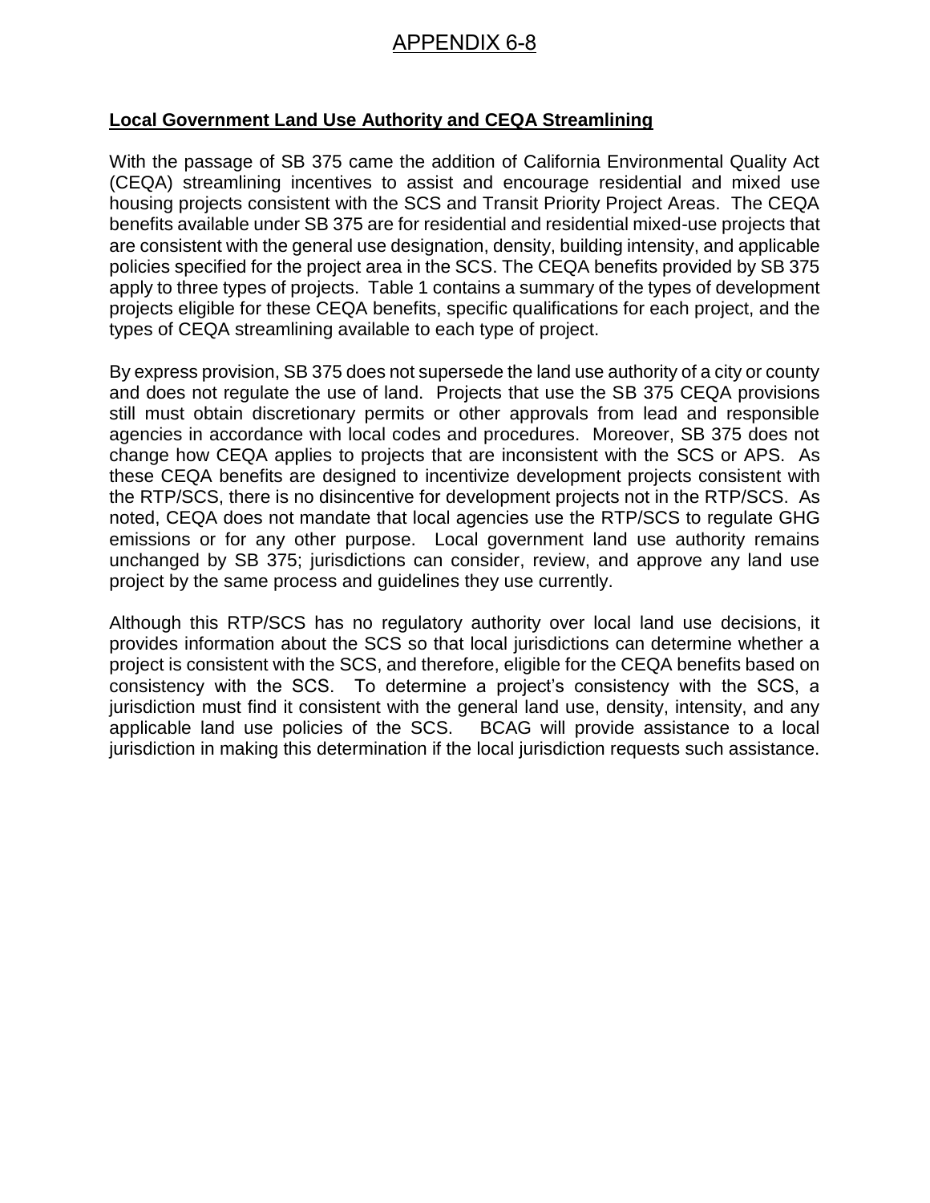# APPENDIX 6-8

## Local Government Land Use Authority and CEQA Streamlining

With the passage of SB 375 came the addition of California Environmental Quality Act (CEQA) streamlining incentives to assist and encourage residential and mixed use housing projects consistent with the SCS and Transit Priority Project Areas. The CEQA benefits available under SB 375 are for residential and residential mixed-use projects that are consistent with the general use designation, density, building intensity, and applicable policies specified for the project area in the SCS. The CEQA benefits provided by SB 375 apply to three types of projects. Table 1 contains a summary of the types of development projects eligible for these CEQA benefits, specific qualifications for each project, and the types of CEQA streamlining available to each type of project.

By express provision, SB 375 does not supersede the land use authority of a city or county and does not regulate the use of land. Projects that use the SB 375 CEQA provisions still must obtain discretionary permits or other approvals from lead and responsible agencies in accordance with local codes and procedures. Moreover, SB 375 does not change how CEQA applies to projects that are inconsistent with the SCS or APS. As these CEQA benefits are designed to incentivize development projects consistent with the RTP/SCS, there is no disincentive for development projects not in the RTP/SCS. As noted, CEQA does not mandate that local agencies use the RTP/SCS to regulate GHG emissions or for any other purpose. Local government land use authority remains unchanged by SB 375; jurisdictions can consider, review, and approve any land use project by the same process and guidelines they use currently.

Although this RTP/SCS has no regulatory authority over local land use decisions, it provides information about the SCS so that local jurisdictions can determine whether a project is consistent with the SCS, and therefore, eligible for the CEQA benefits based on consistency with the SCS. To determine a project's consistency with the SCS, a jurisdiction must find it consistent with the general land use, density, intensity, and any applicable land use policies of the SCS. BCAG will provide assistance to a local jurisdiction in making this determination if the local jurisdiction requests such assistance.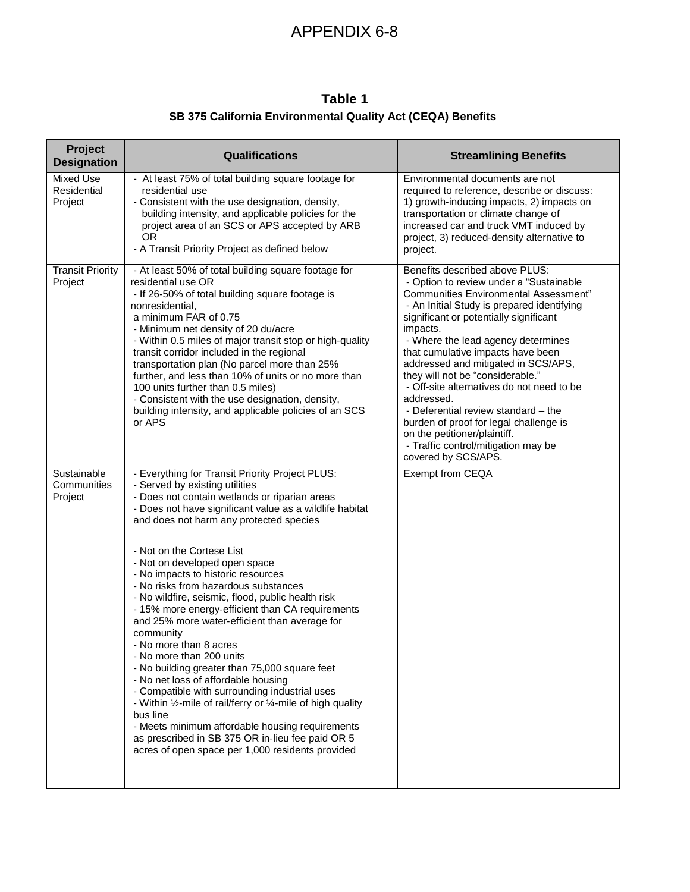# APPENDIX 6-8

## Table 1

### SB 375 California Environmental Quality Act (CEQA) Benefits

| Project Designation | Qualifications | Streamlining Benefits |
|---|---|---|
| Mixed Use Residential Project | - At least 75% of total building square footage for residential use<br>- Consistent with the use designation, density, building intensity, and applicable policies for the project area of an SCS or APS accepted by ARB<br>OR<br>- A Transit Priority Project as defined below | Environmental documents are not required to reference, describe or discuss: 1) growth-inducing impacts, 2) impacts on transportation or climate change of increased car and truck VMT induced by project, 3) reduced-density alternative to project. |
| Transit Priority Project | - At least 50% of total building square footage for residential use OR<br>- If 26-50% of total building square footage is nonresidential, a minimum FAR of 0.75<br>- Minimum net density of 20 du/acre<br>- Within 0.5 miles of major transit stop or high-quality transit corridor included in the regional transportation plan (No parcel more than 25% further, and less than 10% of units or no more than 100 units further than 0.5 miles)<br>- Consistent with the use designation, density, building intensity, and applicable policies of an SCS or APS | Benefits described above PLUS:<br>- Option to review under a "Sustainable Communities Environmental Assessment"<br>- An Initial Study is prepared identifying significant or potentially significant impacts.<br>- Where the lead agency determines that cumulative impacts have been addressed and mitigated in SCS/APS, they will not be "considerable."<br>- Off-site alternatives do not need to be addressed.<br>- Deferential review standard – the burden of proof for legal challenge is on the petitioner/plaintiff.<br>- Traffic control/mitigation may be covered by SCS/APS. |
| Sustainable Communities Project | - Everything for Transit Priority Project PLUS:<br>- Served by existing utilities<br>- Does not contain wetlands or riparian areas<br>- Does not have significant value as a wildlife habitat and does not harm any protected species<br><br>- Not on the Cortese List<br>- Not on developed open space<br>- No impacts to historic resources<br>- No risks from hazardous substances<br>- No wildfire, seismic, flood, public health risk<br>- 15% more energy-efficient than CA requirements and 25% more water-efficient than average for community<br>- No more than 8 acres<br>- No more than 200 units<br>- No building greater than 75,000 square feet<br>- No net loss of affordable housing<br>- Compatible with surrounding industrial uses<br>- Within ½-mile of rail/ferry or ¼-mile of high quality bus line<br>- Meets minimum affordable housing requirements as prescribed in SB 375 OR in-lieu fee paid OR 5 acres of open space per 1,000 residents provided | Exempt from CEQA |